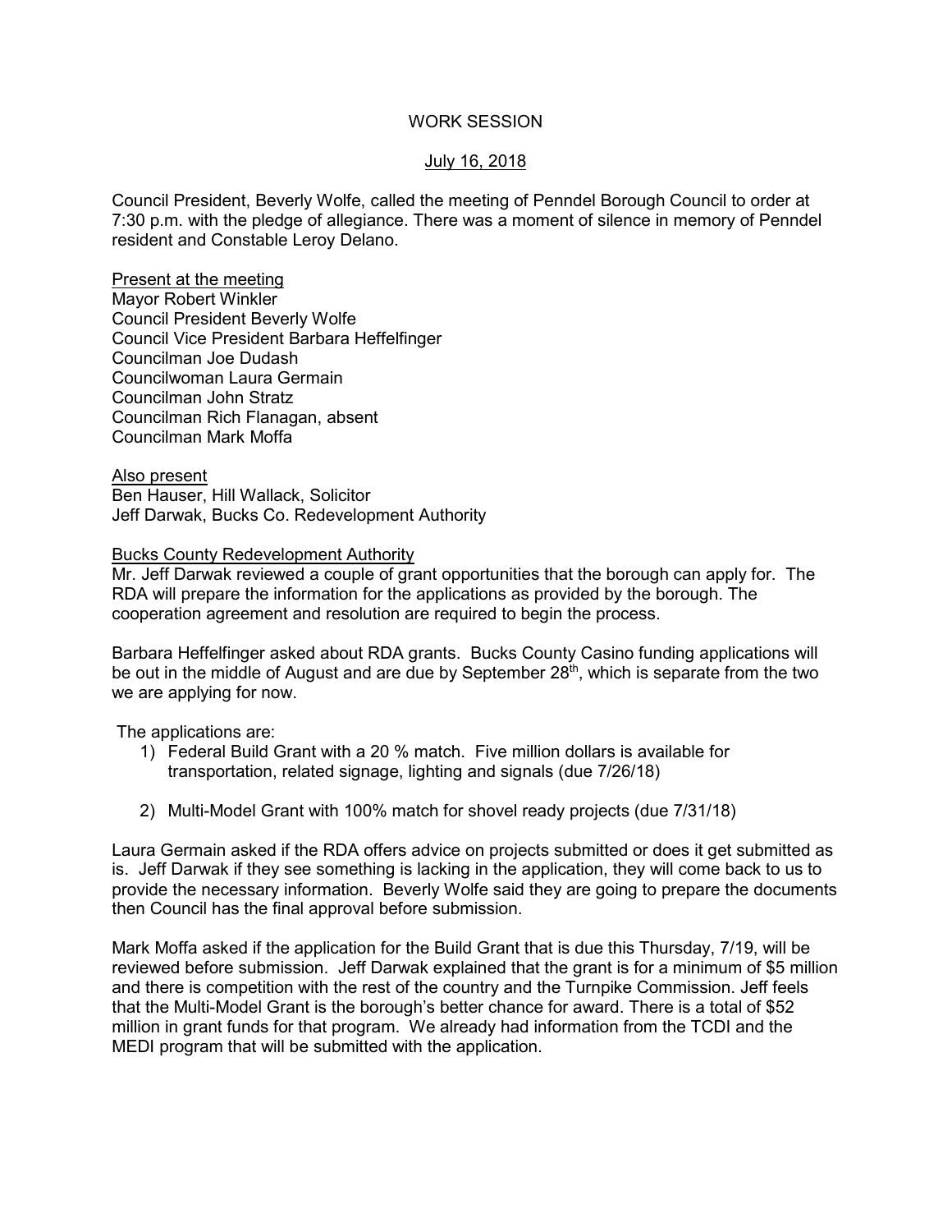# WORK SESSION

## July 16, 2018

Council President, Beverly Wolfe, called the meeting of Penndel Borough Council to order at 7:30 p.m. with the pledge of allegiance. There was a moment of silence in memory of Penndel resident and Constable Leroy Delano.

Present at the meeting
Mayor Robert Winkler
Council President Beverly Wolfe
Council Vice President Barbara Heffelfinger
Councilman Joe Dudash
Councilwoman Laura Germain
Councilman John Stratz
Councilman Rich Flanagan, absent
Councilman Mark Moffa

Also present
Ben Hauser, Hill Wallack, Solicitor
Jeff Darwak, Bucks Co. Redevelopment Authority

Bucks County Redevelopment Authority
Mr. Jeff Darwak reviewed a couple of grant opportunities that the borough can apply for. The RDA will prepare the information for the applications as provided by the borough. The cooperation agreement and resolution are required to begin the process.

Barbara Heffelfinger asked about RDA grants. Bucks County Casino funding applications will be out in the middle of August and are due by September 28th, which is separate from the two we are applying for now.

The applications are:

1) Federal Build Grant with a 20 % match. Five million dollars is available for transportation, related signage, lighting and signals (due 7/26/18)
2) Multi-Model Grant with 100% match for shovel ready projects (due 7/31/18)

Laura Germain asked if the RDA offers advice on projects submitted or does it get submitted as is. Jeff Darwak if they see something is lacking in the application, they will come back to us to provide the necessary information. Beverly Wolfe said they are going to prepare the documents then Council has the final approval before submission.

Mark Moffa asked if the application for the Build Grant that is due this Thursday, 7/19, will be reviewed before submission. Jeff Darwak explained that the grant is for a minimum of $5 million and there is competition with the rest of the country and the Turnpike Commission. Jeff feels that the Multi-Model Grant is the borough's better chance for award. There is a total of $52 million in grant funds for that program. We already had information from the TCDI and the MEDI program that will be submitted with the application.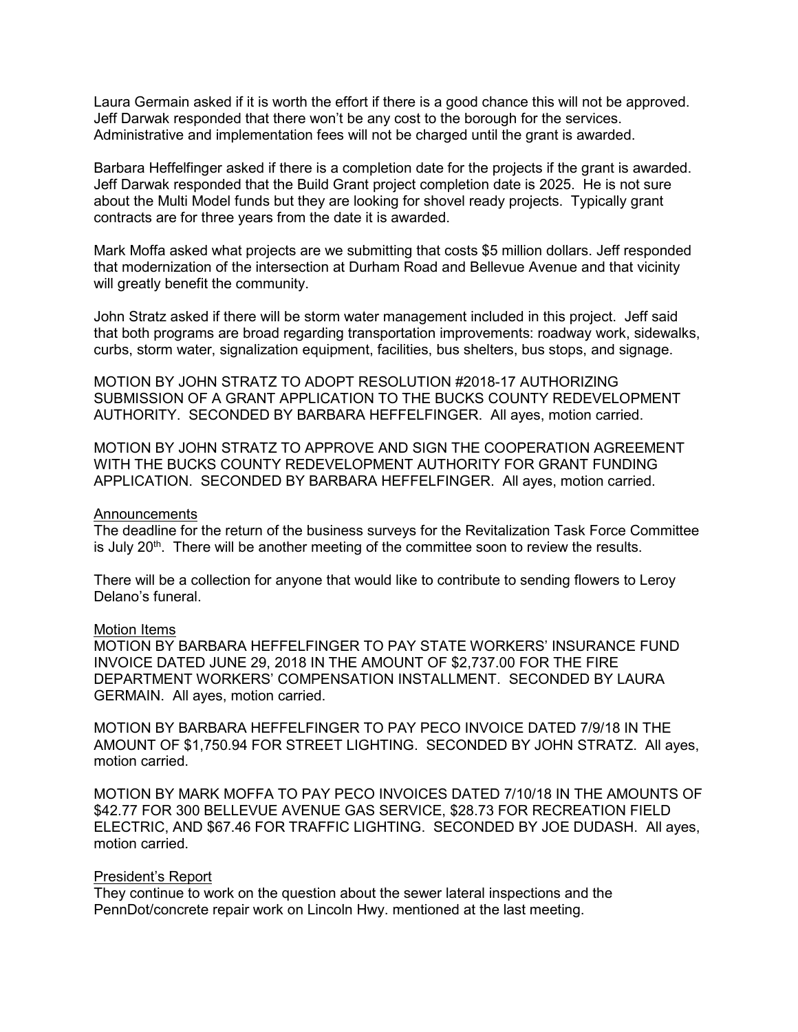Laura Germain asked if it is worth the effort if there is a good chance this will not be approved. Jeff Darwak responded that there won't be any cost to the borough for the services. Administrative and implementation fees will not be charged until the grant is awarded.

Barbara Heffelfinger asked if there is a completion date for the projects if the grant is awarded. Jeff Darwak responded that the Build Grant project completion date is 2025. He is not sure about the Multi Model funds but they are looking for shovel ready projects. Typically grant contracts are for three years from the date it is awarded.

Mark Moffa asked what projects are we submitting that costs $5 million dollars. Jeff responded that modernization of the intersection at Durham Road and Bellevue Avenue and that vicinity will greatly benefit the community.

John Stratz asked if there will be storm water management included in this project. Jeff said that both programs are broad regarding transportation improvements: roadway work, sidewalks, curbs, storm water, signalization equipment, facilities, bus shelters, bus stops, and signage.

MOTION BY JOHN STRATZ TO ADOPT RESOLUTION #2018-17 AUTHORIZING SUBMISSION OF A GRANT APPLICATION TO THE BUCKS COUNTY REDEVELOPMENT AUTHORITY. SECONDED BY BARBARA HEFFELFINGER. All ayes, motion carried.

MOTION BY JOHN STRATZ TO APPROVE AND SIGN THE COOPERATION AGREEMENT WITH THE BUCKS COUNTY REDEVELOPMENT AUTHORITY FOR GRANT FUNDING APPLICATION. SECONDED BY BARBARA HEFFELFINGER. All ayes, motion carried.

## Announcements

The deadline for the return of the business surveys for the Revitalization Task Force Committee is July 20th. There will be another meeting of the committee soon to review the results.

There will be a collection for anyone that would like to contribute to sending flowers to Leroy Delano's funeral.

## Motion Items

MOTION BY BARBARA HEFFELFINGER TO PAY STATE WORKERS' INSURANCE FUND INVOICE DATED JUNE 29, 2018 IN THE AMOUNT OF $2,737.00 FOR THE FIRE DEPARTMENT WORKERS' COMPENSATION INSTALLMENT. SECONDED BY LAURA GERMAIN. All ayes, motion carried.

MOTION BY BARBARA HEFFELFINGER TO PAY PECO INVOICE DATED 7/9/18 IN THE AMOUNT OF $1,750.94 FOR STREET LIGHTING. SECONDED BY JOHN STRATZ. All ayes, motion carried.

MOTION BY MARK MOFFA TO PAY PECO INVOICES DATED 7/10/18 IN THE AMOUNTS OF $42.77 FOR 300 BELLEVUE AVENUE GAS SERVICE, $28.73 FOR RECREATION FIELD ELECTRIC, AND $67.46 FOR TRAFFIC LIGHTING. SECONDED BY JOE DUDASH. All ayes, motion carried.

## President's Report

They continue to work on the question about the sewer lateral inspections and the PennDot/concrete repair work on Lincoln Hwy. mentioned at the last meeting.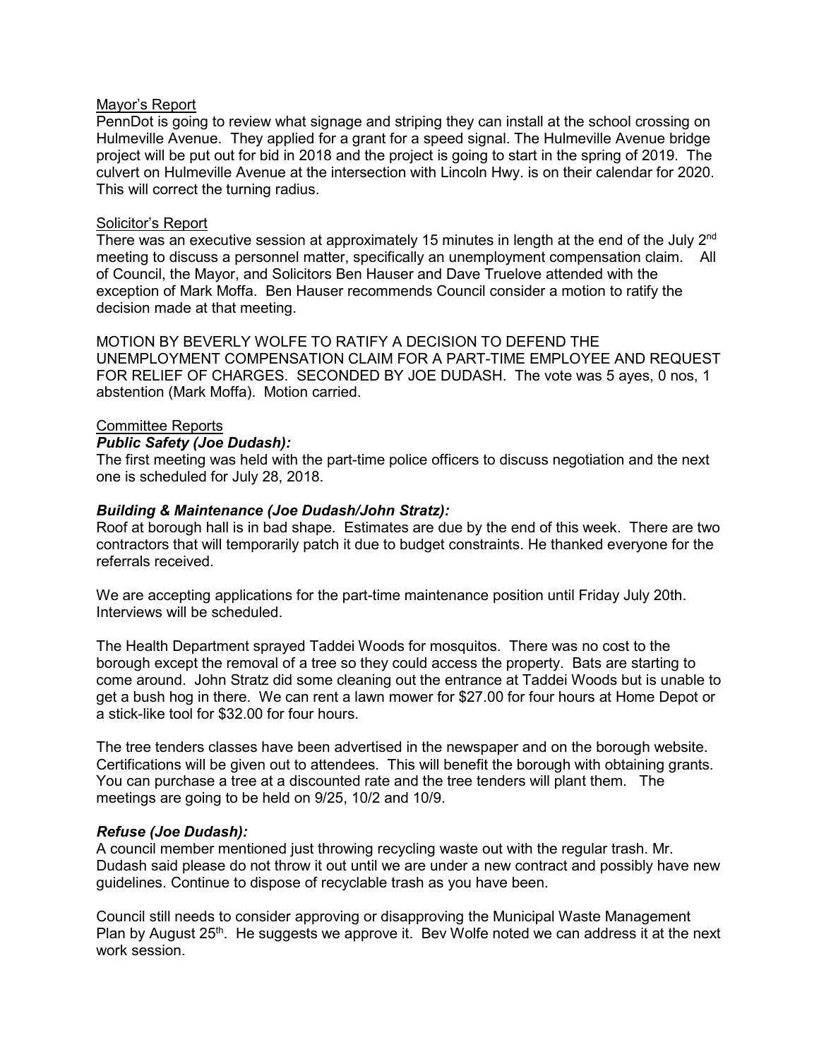Mayor's Report

PennDot is going to review what signage and striping they can install at the school crossing on Hulmeville Avenue. They applied for a grant for a speed signal. The Hulmeville Avenue bridge project will be put out for bid in 2018 and the project is going to start in the spring of 2019. The culvert on Hulmeville Avenue at the intersection with Lincoln Hwy. is on their calendar for 2020. This will correct the turning radius.

Solicitor's Report

There was an executive session at approximately 15 minutes in length at the end of the July 2nd meeting to discuss a personnel matter, specifically an unemployment compensation claim. All of Council, the Mayor, and Solicitors Ben Hauser and Dave Truelove attended with the exception of Mark Moffa. Ben Hauser recommends Council consider a motion to ratify the decision made at that meeting.

MOTION BY BEVERLY WOLFE TO RATIFY A DECISION TO DEFEND THE UNEMPLOYMENT COMPENSATION CLAIM FOR A PART-TIME EMPLOYEE AND REQUEST FOR RELIEF OF CHARGES. SECONDED BY JOE DUDASH. The vote was 5 ayes, 0 nos, 1 abstention (Mark Moffa). Motion carried.

Committee Reports

***Public Safety (Joe Dudash):***

The first meeting was held with the part-time police officers to discuss negotiation and the next one is scheduled for July 28, 2018.

***Building & Maintenance (Joe Dudash/John Stratz):***

Roof at borough hall is in bad shape. Estimates are due by the end of this week. There are two contractors that will temporarily patch it due to budget constraints. He thanked everyone for the referrals received.

We are accepting applications for the part-time maintenance position until Friday July 20th. Interviews will be scheduled.

The Health Department sprayed Taddei Woods for mosquitos. There was no cost to the borough except the removal of a tree so they could access the property. Bats are starting to come around. John Stratz did some cleaning out the entrance at Taddei Woods but is unable to get a bush hog in there. We can rent a lawn mower for $27.00 for four hours at Home Depot or a stick-like tool for $32.00 for four hours.

The tree tenders classes have been advertised in the newspaper and on the borough website. Certifications will be given out to attendees. This will benefit the borough with obtaining grants. You can purchase a tree at a discounted rate and the tree tenders will plant them. The meetings are going to be held on 9/25, 10/2 and 10/9.

***Refuse (Joe Dudash):***

A council member mentioned just throwing recycling waste out with the regular trash. Mr. Dudash said please do not throw it out until we are under a new contract and possibly have new guidelines. Continue to dispose of recyclable trash as you have been.

Council still needs to consider approving or disapproving the Municipal Waste Management Plan by August 25th. He suggests we approve it. Bev Wolfe noted we can address it at the next work session.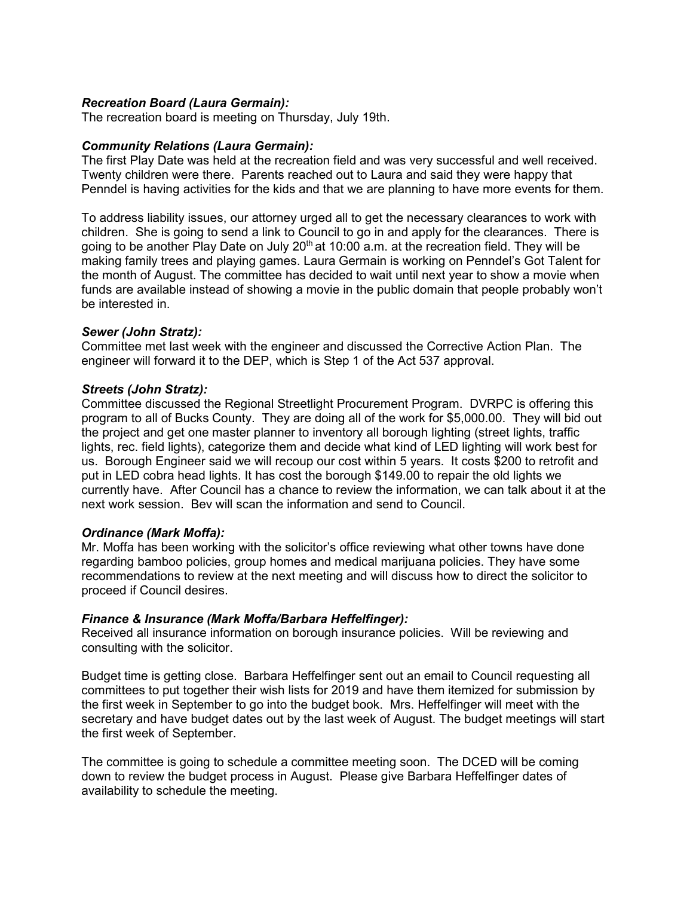***Recreation Board (Laura Germain):***
The recreation board is meeting on Thursday, July 19th.

***Community Relations (Laura Germain):***
The first Play Date was held at the recreation field and was very successful and well received. Twenty children were there. Parents reached out to Laura and said they were happy that Penndel is having activities for the kids and that we are planning to have more events for them.

To address liability issues, our attorney urged all to get the necessary clearances to work with children. She is going to send a link to Council to go in and apply for the clearances. There is going to be another Play Date on July 20th at 10:00 a.m. at the recreation field. They will be making family trees and playing games. Laura Germain is working on Penndel's Got Talent for the month of August. The committee has decided to wait until next year to show a movie when funds are available instead of showing a movie in the public domain that people probably won't be interested in.

***Sewer (John Stratz):***
Committee met last week with the engineer and discussed the Corrective Action Plan. The engineer will forward it to the DEP, which is Step 1 of the Act 537 approval.

***Streets (John Stratz):***
Committee discussed the Regional Streetlight Procurement Program. DVRPC is offering this program to all of Bucks County. They are doing all of the work for $5,000.00. They will bid out the project and get one master planner to inventory all borough lighting (street lights, traffic lights, rec. field lights), categorize them and decide what kind of LED lighting will work best for us. Borough Engineer said we will recoup our cost within 5 years. It costs $200 to retrofit and put in LED cobra head lights. It has cost the borough $149.00 to repair the old lights we currently have. After Council has a chance to review the information, we can talk about it at the next work session. Bev will scan the information and send to Council.

***Ordinance (Mark Moffa):***
Mr. Moffa has been working with the solicitor's office reviewing what other towns have done regarding bamboo policies, group homes and medical marijuana policies. They have some recommendations to review at the next meeting and will discuss how to direct the solicitor to proceed if Council desires.

***Finance & Insurance (Mark Moffa/Barbara Heffelfinger):***
Received all insurance information on borough insurance policies. Will be reviewing and consulting with the solicitor.

Budget time is getting close. Barbara Heffelfinger sent out an email to Council requesting all committees to put together their wish lists for 2019 and have them itemized for submission by the first week in September to go into the budget book. Mrs. Heffelfinger will meet with the secretary and have budget dates out by the last week of August. The budget meetings will start the first week of September.

The committee is going to schedule a committee meeting soon. The DCED will be coming down to review the budget process in August. Please give Barbara Heffelfinger dates of availability to schedule the meeting.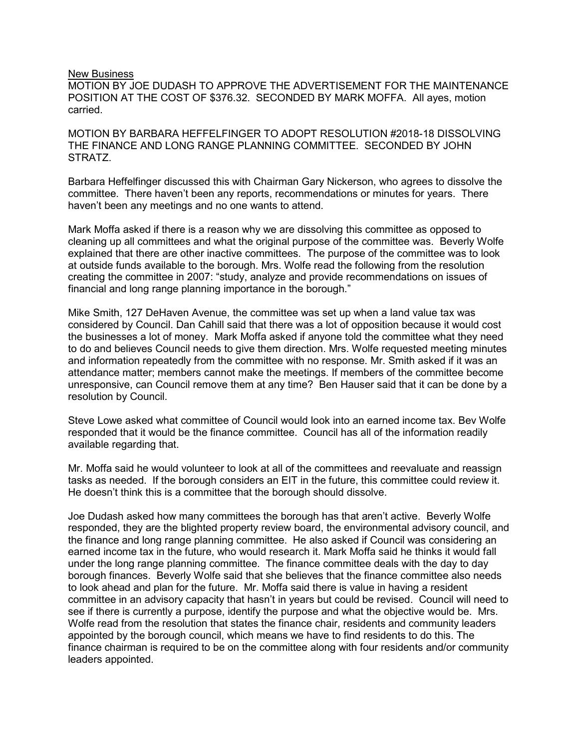New Business

MOTION BY JOE DUDASH TO APPROVE THE ADVERTISEMENT FOR THE MAINTENANCE POSITION AT THE COST OF $376.32. SECONDED BY MARK MOFFA. All ayes, motion carried.

MOTION BY BARBARA HEFFELFINGER TO ADOPT RESOLUTION #2018-18 DISSOLVING THE FINANCE AND LONG RANGE PLANNING COMMITTEE. SECONDED BY JOHN STRATZ.

Barbara Heffelfinger discussed this with Chairman Gary Nickerson, who agrees to dissolve the committee. There haven't been any reports, recommendations or minutes for years. There haven't been any meetings and no one wants to attend.

Mark Moffa asked if there is a reason why we are dissolving this committee as opposed to cleaning up all committees and what the original purpose of the committee was. Beverly Wolfe explained that there are other inactive committees. The purpose of the committee was to look at outside funds available to the borough. Mrs. Wolfe read the following from the resolution creating the committee in 2007: "study, analyze and provide recommendations on issues of financial and long range planning importance in the borough."

Mike Smith, 127 DeHaven Avenue, the committee was set up when a land value tax was considered by Council. Dan Cahill said that there was a lot of opposition because it would cost the businesses a lot of money. Mark Moffa asked if anyone told the committee what they need to do and believes Council needs to give them direction. Mrs. Wolfe requested meeting minutes and information repeatedly from the committee with no response. Mr. Smith asked if it was an attendance matter; members cannot make the meetings. If members of the committee become unresponsive, can Council remove them at any time? Ben Hauser said that it can be done by a resolution by Council.

Steve Lowe asked what committee of Council would look into an earned income tax. Bev Wolfe responded that it would be the finance committee. Council has all of the information readily available regarding that.

Mr. Moffa said he would volunteer to look at all of the committees and reevaluate and reassign tasks as needed. If the borough considers an EIT in the future, this committee could review it. He doesn't think this is a committee that the borough should dissolve.

Joe Dudash asked how many committees the borough has that aren't active. Beverly Wolfe responded, they are the blighted property review board, the environmental advisory council, and the finance and long range planning committee. He also asked if Council was considering an earned income tax in the future, who would research it. Mark Moffa said he thinks it would fall under the long range planning committee. The finance committee deals with the day to day borough finances. Beverly Wolfe said that she believes that the finance committee also needs to look ahead and plan for the future. Mr. Moffa said there is value in having a resident committee in an advisory capacity that hasn't in years but could be revised. Council will need to see if there is currently a purpose, identify the purpose and what the objective would be. Mrs. Wolfe read from the resolution that states the finance chair, residents and community leaders appointed by the borough council, which means we have to find residents to do this. The finance chairman is required to be on the committee along with four residents and/or community leaders appointed.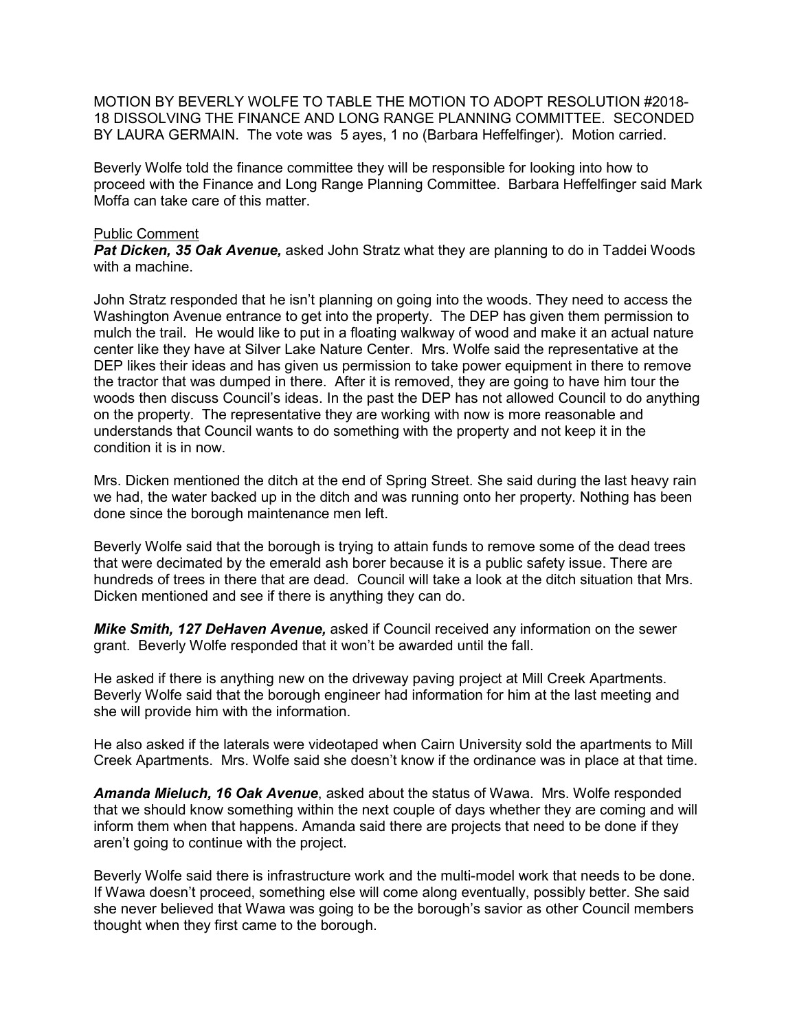MOTION BY BEVERLY WOLFE TO TABLE THE MOTION TO ADOPT RESOLUTION #2018-18 DISSOLVING THE FINANCE AND LONG RANGE PLANNING COMMITTEE. SECONDED BY LAURA GERMAIN. The vote was 5 ayes, 1 no (Barbara Heffelfinger). Motion carried.

Beverly Wolfe told the finance committee they will be responsible for looking into how to proceed with the Finance and Long Range Planning Committee. Barbara Heffelfinger said Mark Moffa can take care of this matter.

Public Comment

***Pat Dicken, 35 Oak Avenue,*** asked John Stratz what they are planning to do in Taddei Woods with a machine.

John Stratz responded that he isn't planning on going into the woods. They need to access the Washington Avenue entrance to get into the property. The DEP has given them permission to mulch the trail. He would like to put in a floating walkway of wood and make it an actual nature center like they have at Silver Lake Nature Center. Mrs. Wolfe said the representative at the DEP likes their ideas and has given us permission to take power equipment in there to remove the tractor that was dumped in there. After it is removed, they are going to have him tour the woods then discuss Council's ideas. In the past the DEP has not allowed Council to do anything on the property. The representative they are working with now is more reasonable and understands that Council wants to do something with the property and not keep it in the condition it is in now.

Mrs. Dicken mentioned the ditch at the end of Spring Street. She said during the last heavy rain we had, the water backed up in the ditch and was running onto her property. Nothing has been done since the borough maintenance men left.

Beverly Wolfe said that the borough is trying to attain funds to remove some of the dead trees that were decimated by the emerald ash borer because it is a public safety issue. There are hundreds of trees in there that are dead. Council will take a look at the ditch situation that Mrs. Dicken mentioned and see if there is anything they can do.

***Mike Smith, 127 DeHaven Avenue,*** asked if Council received any information on the sewer grant. Beverly Wolfe responded that it won't be awarded until the fall.

He asked if there is anything new on the driveway paving project at Mill Creek Apartments. Beverly Wolfe said that the borough engineer had information for him at the last meeting and she will provide him with the information.

He also asked if the laterals were videotaped when Cairn University sold the apartments to Mill Creek Apartments. Mrs. Wolfe said she doesn't know if the ordinance was in place at that time.

***Amanda Mieluch, 16 Oak Avenue***, asked about the status of Wawa. Mrs. Wolfe responded that we should know something within the next couple of days whether they are coming and will inform them when that happens. Amanda said there are projects that need to be done if they aren't going to continue with the project.

Beverly Wolfe said there is infrastructure work and the multi-model work that needs to be done. If Wawa doesn't proceed, something else will come along eventually, possibly better. She said she never believed that Wawa was going to be the borough's savior as other Council members thought when they first came to the borough.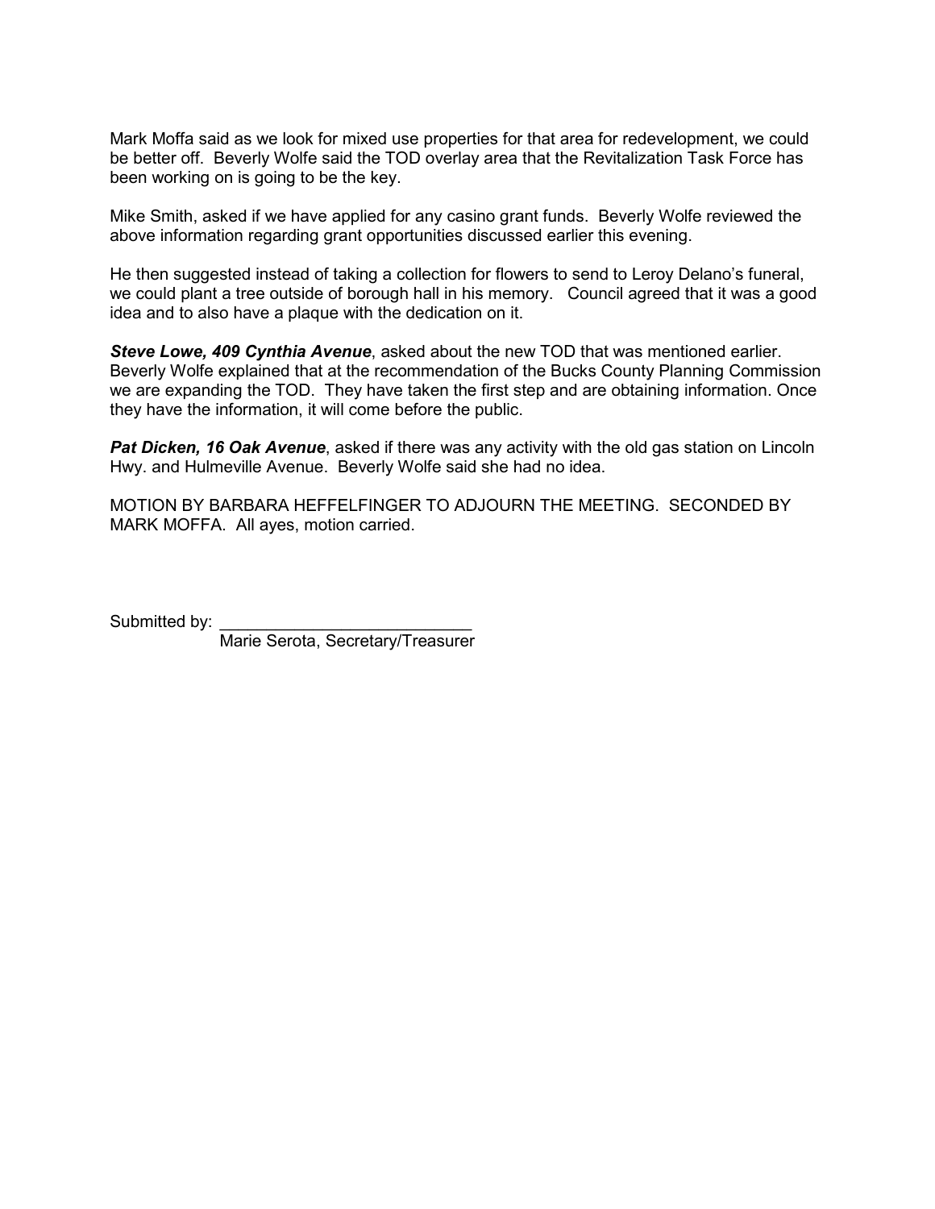Mark Moffa said as we look for mixed use properties for that area for redevelopment, we could be better off. Beverly Wolfe said the TOD overlay area that the Revitalization Task Force has been working on is going to be the key.

Mike Smith, asked if we have applied for any casino grant funds. Beverly Wolfe reviewed the above information regarding grant opportunities discussed earlier this evening.

He then suggested instead of taking a collection for flowers to send to Leroy Delano's funeral, we could plant a tree outside of borough hall in his memory. Council agreed that it was a good idea and to also have a plaque with the dedication on it.

***Steve Lowe, 409 Cynthia Avenue***, asked about the new TOD that was mentioned earlier. Beverly Wolfe explained that at the recommendation of the Bucks County Planning Commission we are expanding the TOD. They have taken the first step and are obtaining information. Once they have the information, it will come before the public.

***Pat Dicken, 16 Oak Avenue***, asked if there was any activity with the old gas station on Lincoln Hwy. and Hulmeville Avenue. Beverly Wolfe said she had no idea.

MOTION BY BARBARA HEFFELFINGER TO ADJOURN THE MEETING. SECONDED BY MARK MOFFA. All ayes, motion carried.

Submitted by: ___________________________
Marie Serota, Secretary/Treasurer